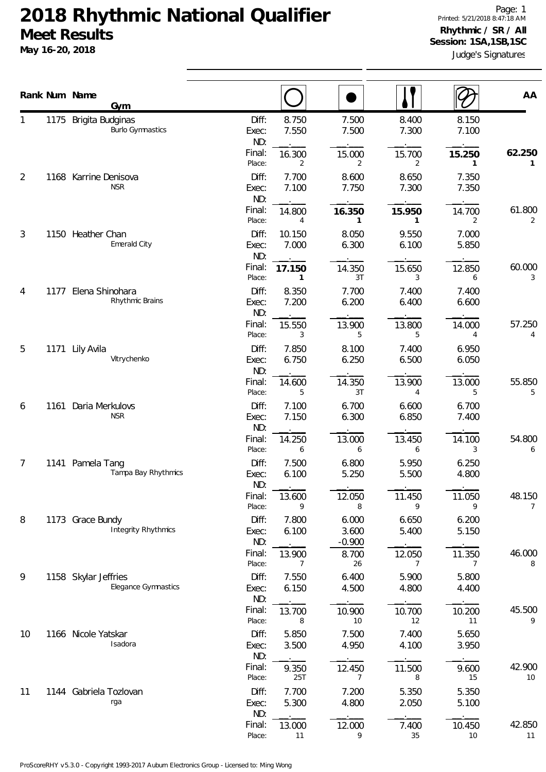# 2018 Rhythmic National Qualifier

## Meet Results

**May 16-20, 2018**

Printed: 5/21/2018 8:47:18 AM

**Rhythmic / SR / All**
**Session: 1SA,1SB,1SC**

Judge's Signatures

| Rank | Num | Name / Gym | | Hoop | Ball | Clubs | Ribbon | AA |
|---|---|---|---|---|---|---|---|---|
| 1 | 1175 | Brigita Budginas<br>Burlo Gymnastics | Diff: | 8.750 | 7.500 | 8.400 | 8.150 | |
| | | | Exec: | 7.550 | 7.500 | 7.300 | 7.100 | |
| | | | ND: | . | . | . | . | |
| | | | Final: | 16.300 | 15.000 | 15.700 | **15.250** | **62.250** |
| | | | Place: | 2 | 2 | 2 | **1** | **1** |
| 2 | 1168 | Karrine Denisova<br>NSR | Diff: | 7.700 | 8.600 | 8.650 | 7.350 | |
| | | | Exec: | 7.100 | 7.750 | 7.300 | 7.350 | |
| | | | ND: | . | . | . | . | |
| | | | Final: | 14.800 | **16.350** | **15.950** | 14.700 | 61.800 |
| | | | Place: | 4 | **1** | **1** | 2 | 2 |
| 3 | 1150 | Heather Chan<br>Emerald City | Diff: | 10.150 | 8.050 | 9.550 | 7.000 | |
| | | | Exec: | 7.000 | 6.300 | 6.100 | 5.850 | |
| | | | ND: | . | . | . | . | |
| | | | Final: | **17.150** | 14.350 | 15.650 | 12.850 | 60.000 |
| | | | Place: | **1** | 3T | 3 | 6 | 3 |
| 4 | 1177 | Elena Shinohara<br>Rhythmic Brains | Diff: | 8.350 | 7.700 | 7.400 | 7.400 | |
| | | | Exec: | 7.200 | 6.200 | 6.400 | 6.600 | |
| | | | ND: | . | . | . | . | |
| | | | Final: | 15.550 | 13.900 | 13.800 | 14.000 | 57.250 |
| | | | Place: | 3 | 5 | 5 | 4 | 4 |
| 5 | 1171 | Lily Avila<br>Vitrychenko | Diff: | 7.850 | 8.100 | 7.400 | 6.950 | |
| | | | Exec: | 6.750 | 6.250 | 6.500 | 6.050 | |
| | | | ND: | . | . | . | . | |
| | | | Final: | 14.600 | 14.350 | 13.900 | 13.000 | 55.850 |
| | | | Place: | 5 | 3T | 4 | 5 | 5 |
| 6 | 1161 | Daria Merkulovs<br>NSR | Diff: | 7.100 | 6.700 | 6.600 | 6.700 | |
| | | | Exec: | 7.150 | 6.300 | 6.850 | 7.400 | |
| | | | ND: | . | . | . | . | |
| | | | Final: | 14.250 | 13.000 | 13.450 | 14.100 | 54.800 |
| | | | Place: | 6 | 6 | 6 | 3 | 6 |
| 7 | 1141 | Pamela Tang<br>Tampa Bay Rhythmics | Diff: | 7.500 | 6.800 | 5.950 | 6.250 | |
| | | | Exec: | 6.100 | 5.250 | 5.500 | 4.800 | |
| | | | ND: | . | . | . | . | |
| | | | Final: | 13.600 | 12.050 | 11.450 | 11.050 | 48.150 |
| | | | Place: | 9 | 8 | 9 | 9 | 7 |
| 8 | 1173 | Grace Bundy<br>Integrity Rhythmics | Diff: | 7.800 | 6.000 | 6.650 | 6.200 | |
| | | | Exec: | 6.100 | 3.600 | 5.400 | 5.150 | |
| | | | ND: | . | -0.900 | . | . | |
| | | | Final: | 13.900 | 8.700 | 12.050 | 11.350 | 46.000 |
| | | | Place: | 7 | 26 | 7 | 7 | 8 |
| 9 | 1158 | Skylar Jeffries<br>Elegance Gymnastics | Diff: | 7.550 | 6.400 | 5.900 | 5.800 | |
| | | | Exec: | 6.150 | 4.500 | 4.800 | 4.400 | |
| | | | ND: | . | . | . | . | |
| | | | Final: | 13.700 | 10.900 | 10.700 | 10.200 | 45.500 |
| | | | Place: | 8 | 10 | 12 | 11 | 9 |
| 10 | 1166 | Nicole Yatskar<br>Isadora | Diff: | 5.850 | 7.500 | 7.400 | 5.650 | |
| | | | Exec: | 3.500 | 4.950 | 4.100 | 3.950 | |
| | | | ND: | . | . | . | . | |
| | | | Final: | 9.350 | 12.450 | 11.500 | 9.600 | 42.900 |
| | | | Place: | 25T | 7 | 8 | 15 | 10 |
| 11 | 1144 | Gabriela Tozlovan<br>rga | Diff: | 7.700 | 7.200 | 5.350 | 5.350 | |
| | | | Exec: | 5.300 | 4.800 | 2.050 | 5.100 | |
| | | | ND: | . | . | . | . | |
| | | | Final: | 13.000 | 12.000 | 7.400 | 10.450 | 42.850 |
| | | | Place: | 11 | 9 | 35 | 10 | 11 |

ProScoreRHY v5.3.0 - Copyright 1993-2017 Auburn Electronics Group - Licensed to: Ming Wong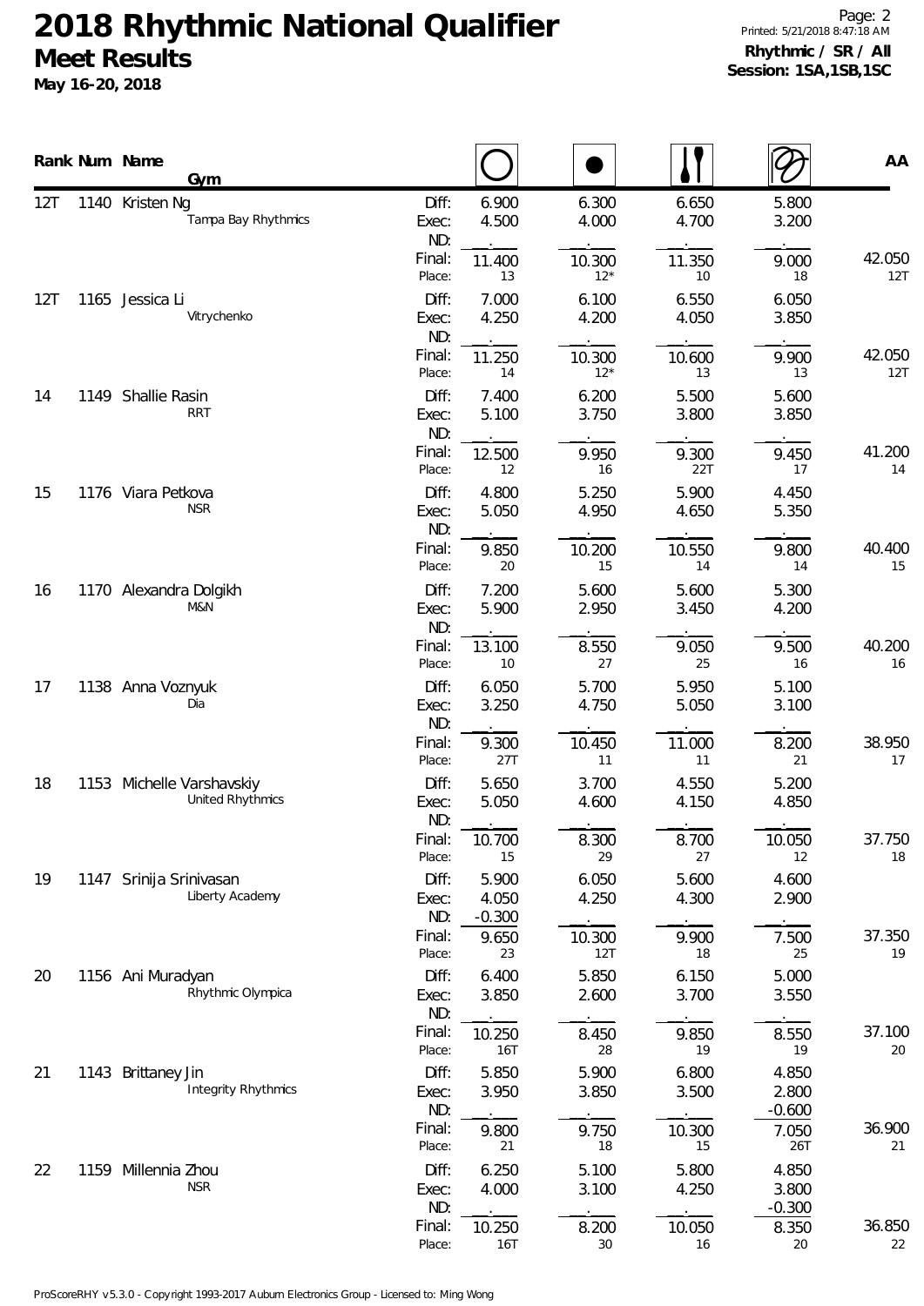# 2018 Rhythmic National Qualifier

## Meet Results

**May 16-20, 2018**

**Rhythmic / SR / All**
**Session: 1SA,1SB,1SC**

| Rank | Num | Name / Gym | | Hoop | Ball | Clubs | Ribbon | AA |
|---|---|---|---|---|---|---|---|---|
| 12T | 1140 | Kristen Ng | Diff: | 6.900 | 6.300 | 6.650 | 5.800 | |
| | | Tampa Bay Rhythmics | Exec: | 4.500 | 4.000 | 4.700 | 3.200 | |
| | | | ND: | . | . | . | . | |
| | | | Final: | 11.400 | 10.300 | 11.350 | 9.000 | 42.050 |
| | | | Place: | 13 | 12* | 10 | 18 | 12T |
| 12T | 1165 | Jessica Li | Diff: | 7.000 | 6.100 | 6.550 | 6.050 | |
| | | Vitrychenko | Exec: | 4.250 | 4.200 | 4.050 | 3.850 | |
| | | | ND: | . | . | . | . | |
| | | | Final: | 11.250 | 10.300 | 10.600 | 9.900 | 42.050 |
| | | | Place: | 14 | 12* | 13 | 13 | 12T |
| 14 | 1149 | Shallie Rasin | Diff: | 7.400 | 6.200 | 5.500 | 5.600 | |
| | | RRT | Exec: | 5.100 | 3.750 | 3.800 | 3.850 | |
| | | | ND: | . | . | . | . | |
| | | | Final: | 12.500 | 9.950 | 9.300 | 9.450 | 41.200 |
| | | | Place: | 12 | 16 | 22T | 17 | 14 |
| 15 | 1176 | Viara Petkova | Diff: | 4.800 | 5.250 | 5.900 | 4.450 | |
| | | NSR | Exec: | 5.050 | 4.950 | 4.650 | 5.350 | |
| | | | ND: | . | . | . | . | |
| | | | Final: | 9.850 | 10.200 | 10.550 | 9.800 | 40.400 |
| | | | Place: | 20 | 15 | 14 | 14 | 15 |
| 16 | 1170 | Alexandra Dolgikh | Diff: | 7.200 | 5.600 | 5.600 | 5.300 | |
| | | M&N | Exec: | 5.900 | 2.950 | 3.450 | 4.200 | |
| | | | ND: | . | . | . | . | |
| | | | Final: | 13.100 | 8.550 | 9.050 | 9.500 | 40.200 |
| | | | Place: | 10 | 27 | 25 | 16 | 16 |
| 17 | 1138 | Anna Voznyuk | Diff: | 6.050 | 5.700 | 5.950 | 5.100 | |
| | | Dia | Exec: | 3.250 | 4.750 | 5.050 | 3.100 | |
| | | | ND: | . | . | . | . | |
| | | | Final: | 9.300 | 10.450 | 11.000 | 8.200 | 38.950 |
| | | | Place: | 27T | 11 | 11 | 21 | 17 |
| 18 | 1153 | Michelle Varshavskiy | Diff: | 5.650 | 3.700 | 4.550 | 5.200 | |
| | | United Rhythmics | Exec: | 5.050 | 4.600 | 4.150 | 4.850 | |
| | | | ND: | . | . | . | . | |
| | | | Final: | 10.700 | 8.300 | 8.700 | 10.050 | 37.750 |
| | | | Place: | 15 | 29 | 27 | 12 | 18 |
| 19 | 1147 | Srinija Srinivasan | Diff: | 5.900 | 6.050 | 5.600 | 4.600 | |
| | | Liberty Academy | Exec: | 4.050 | 4.250 | 4.300 | 2.900 | |
| | | | ND: | -0.300 | . | . | . | |
| | | | Final: | 9.650 | 10.300 | 9.900 | 7.500 | 37.350 |
| | | | Place: | 23 | 12T | 18 | 25 | 19 |
| 20 | 1156 | Ani Muradyan | Diff: | 6.400 | 5.850 | 6.150 | 5.000 | |
| | | Rhythmic Olympica | Exec: | 3.850 | 2.600 | 3.700 | 3.550 | |
| | | | ND: | . | . | . | . | |
| | | | Final: | 10.250 | 8.450 | 9.850 | 8.550 | 37.100 |
| | | | Place: | 16T | 28 | 19 | 19 | 20 |
| 21 | 1143 | Brittaney Jin | Diff: | 5.850 | 5.900 | 6.800 | 4.850 | |
| | | Integrity Rhythmics | Exec: | 3.950 | 3.850 | 3.500 | 2.800 | |
| | | | ND: | . | . | . | -0.600 | |
| | | | Final: | 9.800 | 9.750 | 10.300 | 7.050 | 36.900 |
| | | | Place: | 21 | 18 | 15 | 26T | 21 |
| 22 | 1159 | Millennia Zhou | Diff: | 6.250 | 5.100 | 5.800 | 4.850 | |
| | | NSR | Exec: | 4.000 | 3.100 | 4.250 | 3.800 | |
| | | | ND: | . | . | . | -0.300 | |
| | | | Final: | 10.250 | 8.200 | 10.050 | 8.350 | 36.850 |
| | | | Place: | 16T | 30 | 16 | 20 | 22 |

ProScoreRHY v5.3.0 - Copyright 1993-2017 Auburn Electronics Group - Licensed to: Ming Wong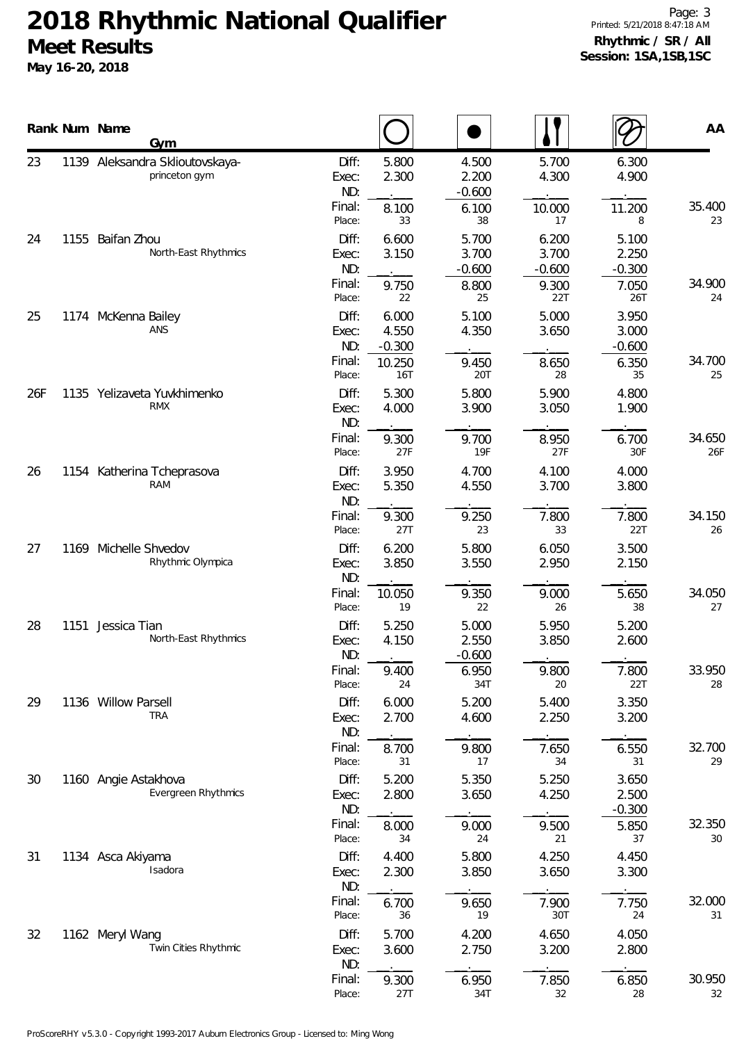# 2018 Rhythmic National Qualifier

## Meet Results

**May 16-20, 2018**

**Rhythmic / SR / All**
**Session: 1SA,1SB,1SC**

| Rank | Num | Name / Gym | | Hoop | Ball | Clubs | Ribbon | AA |
|---|---|---|---|---|---|---|---|---|
| 23 | 1139 | Aleksandra Sklioutovskaya- / princeton gym | Diff: | 5.800 | 4.500 | 5.700 | 6.300 | |
| | | | Exec: | 2.300 | 2.200 | 4.300 | 4.900 | |
| | | | ND: | . | -0.600 | . | . | |
| | | | Final: | 8.100 | 6.100 | 10.000 | 11.200 | 35.400 |
| | | | Place: | 33 | 38 | 17 | 8 | 23 |
| 24 | 1155 | Baifan Zhou / North-East Rhythmics | Diff: | 6.600 | 5.700 | 6.200 | 5.100 | |
| | | | Exec: | 3.150 | 3.700 | 3.700 | 2.250 | |
| | | | ND: | . | -0.600 | -0.600 | -0.300 | |
| | | | Final: | 9.750 | 8.800 | 9.300 | 7.050 | 34.900 |
| | | | Place: | 22 | 25 | 22T | 26T | 24 |
| 25 | 1174 | McKenna Bailey / ANS | Diff: | 6.000 | 5.100 | 5.000 | 3.950 | |
| | | | Exec: | 4.550 | 4.350 | 3.650 | 3.000 | |
| | | | ND: | -0.300 | . | . | -0.600 | |
| | | | Final: | 10.250 | 9.450 | 8.650 | 6.350 | 34.700 |
| | | | Place: | 16T | 20T | 28 | 35 | 25 |
| 26F | 1135 | Yelizaveta Yuvkhimenko / RMX | Diff: | 5.300 | 5.800 | 5.900 | 4.800 | |
| | | | Exec: | 4.000 | 3.900 | 3.050 | 1.900 | |
| | | | ND: | . | . | . | . | |
| | | | Final: | 9.300 | 9.700 | 8.950 | 6.700 | 34.650 |
| | | | Place: | 27F | 19F | 27F | 30F | 26F |
| 26 | 1154 | Katherina Tcheprasova / RAM | Diff: | 3.950 | 4.700 | 4.100 | 4.000 | |
| | | | Exec: | 5.350 | 4.550 | 3.700 | 3.800 | |
| | | | ND: | . | . | . | . | |
| | | | Final: | 9.300 | 9.250 | 7.800 | 7.800 | 34.150 |
| | | | Place: | 27T | 23 | 33 | 22T | 26 |
| 27 | 1169 | Michelle Shvedov / Rhythmic Olympica | Diff: | 6.200 | 5.800 | 6.050 | 3.500 | |
| | | | Exec: | 3.850 | 3.550 | 2.950 | 2.150 | |
| | | | ND: | . | . | . | . | |
| | | | Final: | 10.050 | 9.350 | 9.000 | 5.650 | 34.050 |
| | | | Place: | 19 | 22 | 26 | 38 | 27 |
| 28 | 1151 | Jessica Tian / North-East Rhythmics | Diff: | 5.250 | 5.000 | 5.950 | 5.200 | |
| | | | Exec: | 4.150 | 2.550 | 3.850 | 2.600 | |
| | | | ND: | . | -0.600 | . | . | |
| | | | Final: | 9.400 | 6.950 | 9.800 | 7.800 | 33.950 |
| | | | Place: | 24 | 34T | 20 | 22T | 28 |
| 29 | 1136 | Willow Parsell / TRA | Diff: | 6.000 | 5.200 | 5.400 | 3.350 | |
| | | | Exec: | 2.700 | 4.600 | 2.250 | 3.200 | |
| | | | ND: | . | . | . | . | |
| | | | Final: | 8.700 | 9.800 | 7.650 | 6.550 | 32.700 |
| | | | Place: | 31 | 17 | 34 | 31 | 29 |
| 30 | 1160 | Angie Astakhova / Evergreen Rhythmics | Diff: | 5.200 | 5.350 | 5.250 | 3.650 | |
| | | | Exec: | 2.800 | 3.650 | 4.250 | 2.500 | |
| | | | ND: | . | . | . | -0.300 | |
| | | | Final: | 8.000 | 9.000 | 9.500 | 5.850 | 32.350 |
| | | | Place: | 34 | 24 | 21 | 37 | 30 |
| 31 | 1134 | Asca Akiyama / Isadora | Diff: | 4.400 | 5.800 | 4.250 | 4.450 | |
| | | | Exec: | 2.300 | 3.850 | 3.650 | 3.300 | |
| | | | ND: | . | . | . | . | |
| | | | Final: | 6.700 | 9.650 | 7.900 | 7.750 | 32.000 |
| | | | Place: | 36 | 19 | 30T | 24 | 31 |
| 32 | 1162 | Meryl Wang / Twin Cities Rhythmic | Diff: | 5.700 | 4.200 | 4.650 | 4.050 | |
| | | | Exec: | 3.600 | 2.750 | 3.200 | 2.800 | |
| | | | ND: | . | . | . | . | |
| | | | Final: | 9.300 | 6.950 | 7.850 | 6.850 | 30.950 |
| | | | Place: | 27T | 34T | 32 | 28 | 32 |

ProScoreRHY v5.3.0 - Copyright 1993-2017 Auburn Electronics Group - Licensed to: Ming Wong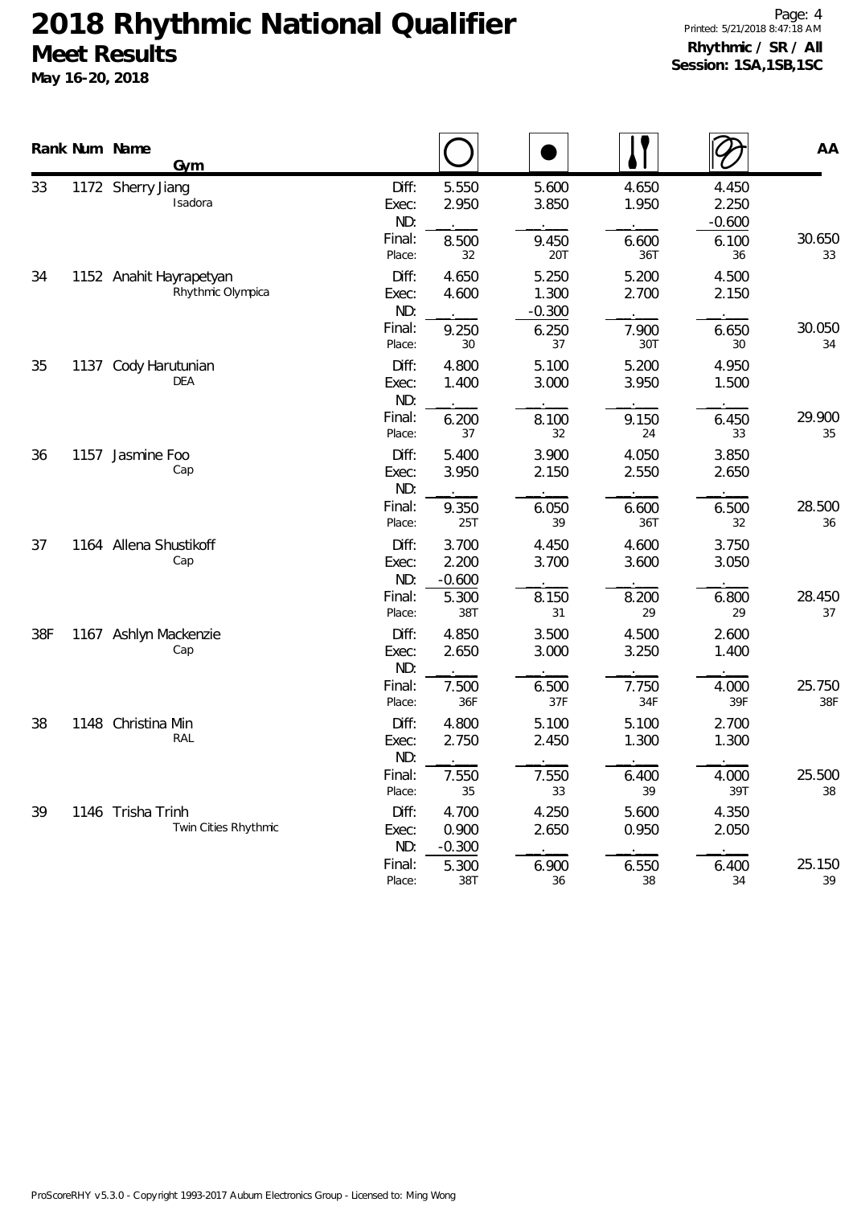# 2018 Rhythmic National Qualifier

## Meet Results

**May 16-20, 2018**

**Rhythmic / SR / All**
**Session: 1SA,1SB,1SC**

| Rank | Num | Name / Gym | | Hoop | Ball | Clubs | Ribbon | AA |
|---|---|---|---|---|---|---|---|---|
| 33 | 1172 | Sherry Jiang<br>Isadora | Diff: | 5.550 | 5.600 | 4.650 | 4.450 | |
| | | | Exec: | 2.950 | 3.850 | 1.950 | 2.250 | |
| | | | ND: | . | . | . | -0.600 | |
| | | | Final: | 8.500 | 9.450 | 6.600 | 6.100 | 30.650 |
| | | | Place: | 32 | 20T | 36T | 36 | 33 |
| 34 | 1152 | Anahit Hayrapetyan<br>Rhythmic Olympica | Diff: | 4.650 | 5.250 | 5.200 | 4.500 | |
| | | | Exec: | 4.600 | 1.300 | 2.700 | 2.150 | |
| | | | ND: | . | -0.300 | . | . | |
| | | | Final: | 9.250 | 6.250 | 7.900 | 6.650 | 30.050 |
| | | | Place: | 30 | 37 | 30T | 30 | 34 |
| 35 | 1137 | Cody Harutunian<br>DEA | Diff: | 4.800 | 5.100 | 5.200 | 4.950 | |
| | | | Exec: | 1.400 | 3.000 | 3.950 | 1.500 | |
| | | | ND: | . | . | . | . | |
| | | | Final: | 6.200 | 8.100 | 9.150 | 6.450 | 29.900 |
| | | | Place: | 37 | 32 | 24 | 33 | 35 |
| 36 | 1157 | Jasmine Foo<br>Cap | Diff: | 5.400 | 3.900 | 4.050 | 3.850 | |
| | | | Exec: | 3.950 | 2.150 | 2.550 | 2.650 | |
| | | | ND: | . | . | . | . | |
| | | | Final: | 9.350 | 6.050 | 6.600 | 6.500 | 28.500 |
| | | | Place: | 25T | 39 | 36T | 32 | 36 |
| 37 | 1164 | Allena Shustikoff<br>Cap | Diff: | 3.700 | 4.450 | 4.600 | 3.750 | |
| | | | Exec: | 2.200 | 3.700 | 3.600 | 3.050 | |
| | | | ND: | -0.600 | . | . | . | |
| | | | Final: | 5.300 | 8.150 | 8.200 | 6.800 | 28.450 |
| | | | Place: | 38T | 31 | 29 | 29 | 37 |
| 38F | 1167 | Ashlyn Mackenzie<br>Cap | Diff: | 4.850 | 3.500 | 4.500 | 2.600 | |
| | | | Exec: | 2.650 | 3.000 | 3.250 | 1.400 | |
| | | | ND: | . | . | . | . | |
| | | | Final: | 7.500 | 6.500 | 7.750 | 4.000 | 25.750 |
| | | | Place: | 36F | 37F | 34F | 39F | 38F |
| 38 | 1148 | Christina Min<br>RAL | Diff: | 4.800 | 5.100 | 5.100 | 2.700 | |
| | | | Exec: | 2.750 | 2.450 | 1.300 | 1.300 | |
| | | | ND: | . | . | . | . | |
| | | | Final: | 7.550 | 7.550 | 6.400 | 4.000 | 25.500 |
| | | | Place: | 35 | 33 | 39 | 39T | 38 |
| 39 | 1146 | Trisha Trinh<br>Twin Cities Rhythmic | Diff: | 4.700 | 4.250 | 5.600 | 4.350 | |
| | | | Exec: | 0.900 | 2.650 | 0.950 | 2.050 | |
| | | | ND: | -0.300 | . | . | . | |
| | | | Final: | 5.300 | 6.900 | 6.550 | 6.400 | 25.150 |
| | | | Place: | 38T | 36 | 38 | 34 | 39 |

ProScoreRHY v5.3.0 - Copyright 1993-2017 Auburn Electronics Group - Licensed to: Ming Wong